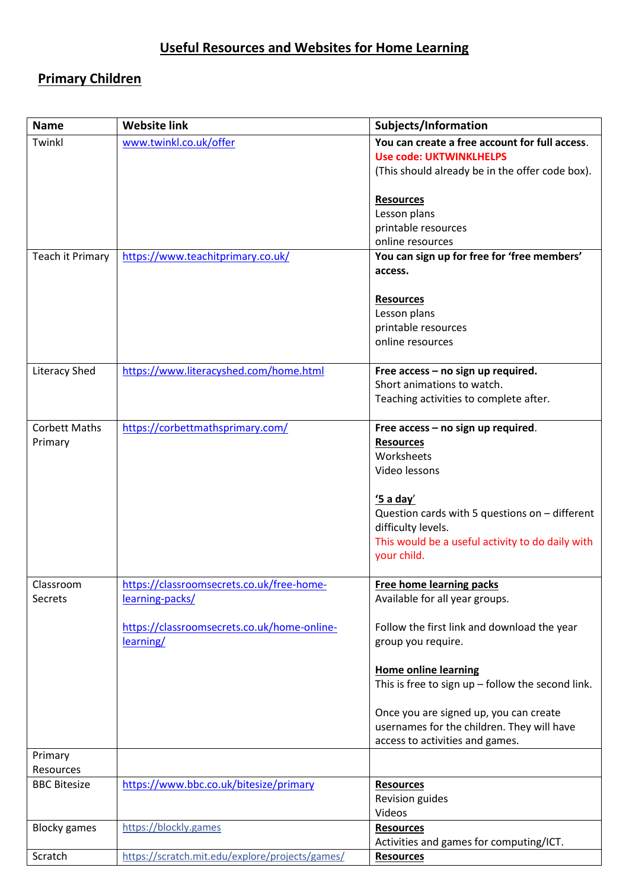# Useful Resources and Websites for Home Learning

## Primary Children

| Name | Website link | Subjects/Information |
|---|---|---|
| Twinkl | www.twinkl.co.uk/offer | **You can create a free account for full access.**<br>**Use code: UKTWINKLHELPS**<br>(This should already be in the offer code box).<br><br>**Resources**<br>Lesson plans<br>printable resources<br>online resources |
| Teach it Primary | https://www.teachitprimary.co.uk/ | **You can sign up for free for 'free members' access.**<br><br>**Resources**<br>Lesson plans<br>printable resources<br>online resources |
| Literacy Shed | https://www.literacyshed.com/home.html | **Free access – no sign up required.**<br>Short animations to watch.<br>Teaching activities to complete after. |
| Corbett Maths Primary | https://corbettmathsprimary.com/ | **Free access – no sign up required.**<br>**Resources**<br>Worksheets<br>Video lessons<br><br>**'5 a day'**<br>Question cards with 5 questions on – different difficulty levels.<br>This would be a useful activity to do daily with your child. |
| Classroom Secrets | https://classroomsecrets.co.uk/free-home-learning-packs/<br><br>https://classroomsecrets.co.uk/home-online-learning/ | **Free home learning packs**<br>Available for all year groups.<br><br>Follow the first link and download the year group you require.<br><br>**Home online learning**<br>This is free to sign up – follow the second link.<br><br>Once you are signed up, you can create usernames for the children. They will have access to activities and games. |
| Primary Resources | | |
| BBC Bitesize | https://www.bbc.co.uk/bitesize/primary | **Resources**<br>Revision guides<br>Videos |
| Blocky games | https://blockly.games | **Resources**<br>Activities and games for computing/ICT. |
| Scratch | https://scratch.mit.edu/explore/projects/games/ | **Resources** |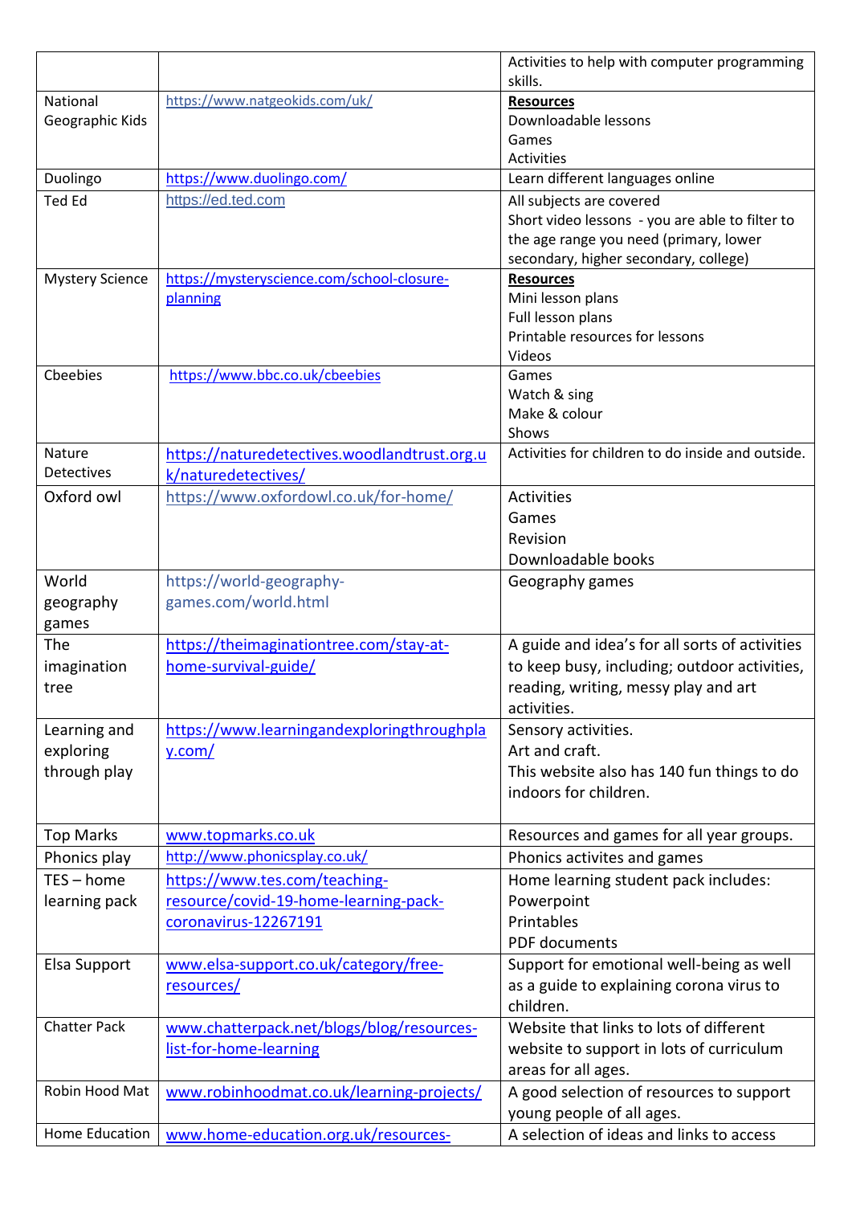| | | |
|---|---|---|
| | | Activities to help with computer programming skills. |
| National Geographic Kids | https://www.natgeokids.com/uk/ | **Resources**<br>Downloadable lessons<br>Games<br>Activities |
| Duolingo | https://www.duolingo.com/ | Learn different languages online |
| Ted Ed | https://ed.ted.com | All subjects are covered<br>Short video lessons - you are able to filter to the age range you need (primary, lower secondary, higher secondary, college) |
| Mystery Science | https://mysteryscience.com/school-closure-planning | **Resources**<br>Mini lesson plans<br>Full lesson plans<br>Printable resources for lessons<br>Videos |
| Cbeebies | https://www.bbc.co.uk/cbeebies | Games<br>Watch & sing<br>Make & colour<br>Shows |
| Nature Detectives | https://naturedetectives.woodlandtrust.org.uk/naturedetectives/ | Activities for children to do inside and outside. |
| Oxford owl | https://www.oxfordowl.co.uk/for-home/ | Activities<br>Games<br>Revision<br>Downloadable books |
| World geography games | https://world-geography-games.com/world.html | Geography games |
| The imagination tree | https://theimaginationtree.com/stay-at-home-survival-guide/ | A guide and idea's for all sorts of activities to keep busy, including; outdoor activities, reading, writing, messy play and art activities. |
| Learning and exploring through play | https://www.learningandexploringthroughplay.com/ | Sensory activities.<br>Art and craft.<br>This website also has 140 fun things to do indoors for children. |
| Top Marks | www.topmarks.co.uk | Resources and games for all year groups. |
| Phonics play | http://www.phonicsplay.co.uk/ | Phonics activites and games |
| TES – home learning pack | https://www.tes.com/teaching-resource/covid-19-home-learning-pack-coronavirus-12267191 | Home learning student pack includes:<br>Powerpoint<br>Printables<br>PDF documents |
| Elsa Support | www.elsa-support.co.uk/category/free-resources/ | Support for emotional well-being as well as a guide to explaining corona virus to children. |
| Chatter Pack | www.chatterpack.net/blogs/blog/resources-list-for-home-learning | Website that links to lots of different website to support in lots of curriculum areas for all ages. |
| Robin Hood Mat | www.robinhoodmat.co.uk/learning-projects/ | A good selection of resources to support young people of all ages. |
| Home Education | www.home-education.org.uk/resources- | A selection of ideas and links to access |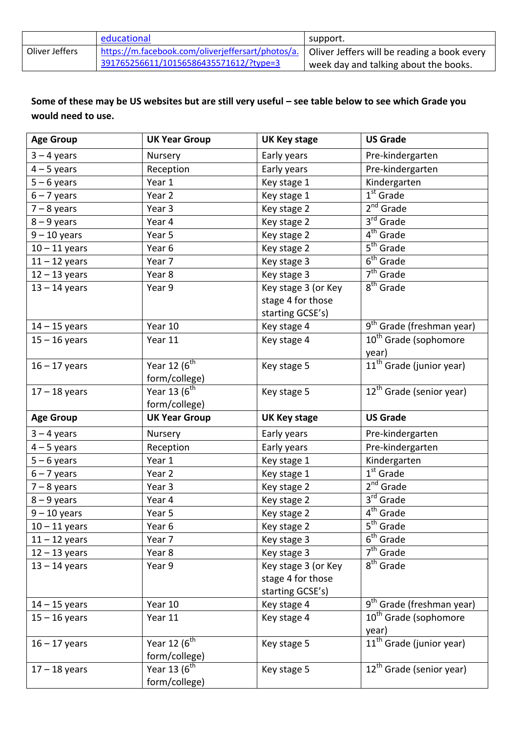| | | |
|---|---|---|
| | educational | support. |
| Oliver Jeffers | https://m.facebook.com/oliverjeffersart/photos/a.391765256611/10156586435571612/?type=3 | Oliver Jeffers will be reading a book every week day and talking about the books. |

**Some of these may be US websites but are still very useful – see table below to see which Grade you would need to use.**

| Age Group | UK Year Group | UK Key stage | US Grade |
|---|---|---|---|
| 3 – 4 years | Nursery | Early years | Pre-kindergarten |
| 4 – 5 years | Reception | Early years | Pre-kindergarten |
| 5 – 6 years | Year 1 | Key stage 1 | Kindergarten |
| 6 – 7 years | Year 2 | Key stage 1 | 1st Grade |
| 7 – 8 years | Year 3 | Key stage 2 | 2nd Grade |
| 8 – 9 years | Year 4 | Key stage 2 | 3rd Grade |
| 9 – 10 years | Year 5 | Key stage 2 | 4th Grade |
| 10 – 11 years | Year 6 | Key stage 2 | 5th Grade |
| 11 – 12 years | Year 7 | Key stage 3 | 6th Grade |
| 12 – 13 years | Year 8 | Key stage 3 | 7th Grade |
| 13 – 14 years | Year 9 | Key stage 3 (or Key stage 4 for those starting GCSE's) | 8th Grade |
| 14 – 15 years | Year 10 | Key stage 4 | 9th Grade (freshman year) |
| 15 – 16 years | Year 11 | Key stage 4 | 10th Grade (sophomore year) |
| 16 – 17 years | Year 12 (6th form/college) | Key stage 5 | 11th Grade (junior year) |
| 17 – 18 years | Year 13 (6th form/college) | Key stage 5 | 12th Grade (senior year) |
| **Age Group** | **UK Year Group** | **UK Key stage** | **US Grade** |
| 3 – 4 years | Nursery | Early years | Pre-kindergarten |
| 4 – 5 years | Reception | Early years | Pre-kindergarten |
| 5 – 6 years | Year 1 | Key stage 1 | Kindergarten |
| 6 – 7 years | Year 2 | Key stage 1 | 1st Grade |
| 7 – 8 years | Year 3 | Key stage 2 | 2nd Grade |
| 8 – 9 years | Year 4 | Key stage 2 | 3rd Grade |
| 9 – 10 years | Year 5 | Key stage 2 | 4th Grade |
| 10 – 11 years | Year 6 | Key stage 2 | 5th Grade |
| 11 – 12 years | Year 7 | Key stage 3 | 6th Grade |
| 12 – 13 years | Year 8 | Key stage 3 | 7th Grade |
| 13 – 14 years | Year 9 | Key stage 3 (or Key stage 4 for those starting GCSE's) | 8th Grade |
| 14 – 15 years | Year 10 | Key stage 4 | 9th Grade (freshman year) |
| 15 – 16 years | Year 11 | Key stage 4 | 10th Grade (sophomore year) |
| 16 – 17 years | Year 12 (6th form/college) | Key stage 5 | 11th Grade (junior year) |
| 17 – 18 years | Year 13 (6th form/college) | Key stage 5 | 12th Grade (senior year) |